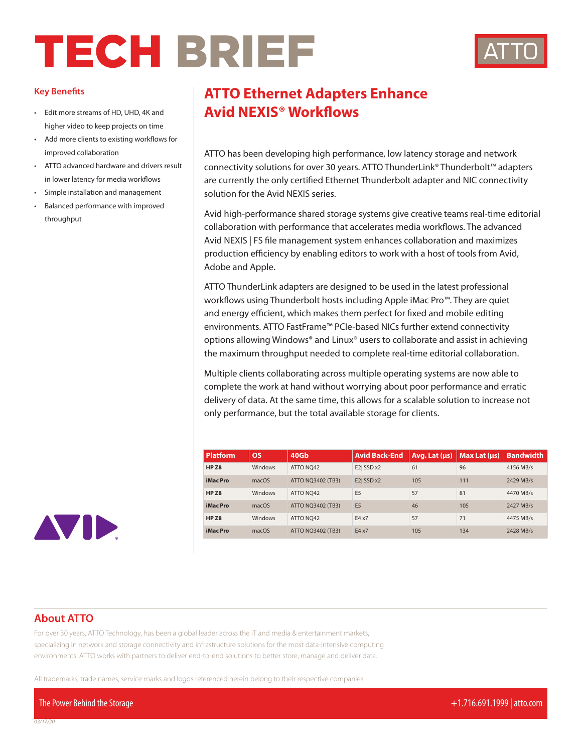# TECH BRIEF

ATTO

## Key Benefits

- Edit more streams of HD, UHD, 4K and higher video to keep projects on time
- Add more clients to existing workflows for improved collaboration
- ATTO advanced hardware and drivers result in lower latency for media workflows
- Simple installation and management
- Balanced performance with improved throughput

## ATTO Ethernet Adapters Enhance Avid NEXIS® Workflows

ATTO has been developing high performance, low latency storage and network connectivity solutions for over 30 years. ATTO ThunderLink® Thunderbolt™ adapters are currently the only certified Ethernet Thunderbolt adapter and NIC connectivity solution for the Avid NEXIS series.

Avid high-performance shared storage systems give creative teams real-time editorial collaboration with performance that accelerates media workflows. The advanced Avid NEXIS | FS file management system enhances collaboration and maximizes production efficiency by enabling editors to work with a host of tools from Avid, Adobe and Apple.

ATTO ThunderLink adapters are designed to be used in the latest professional workflows using Thunderbolt hosts including Apple iMac Pro™. They are quiet and energy efficient, which makes them perfect for fixed and mobile editing environments. ATTO FastFrame™ PCIe-based NICs further extend connectivity options allowing Windows® and Linux® users to collaborate and assist in achieving the maximum throughput needed to complete real-time editorial collaboration.

Multiple clients collaborating across multiple operating systems are now able to complete the work at hand without worrying about poor performance and erratic delivery of data. At the same time, this allows for a scalable solution to increase not only performance, but the total available storage for clients.

| Platform | OS | 40Gb | Avid Back-End | Avg. Lat (µs) | Max Lat (µs) | Bandwidth |
|---|---|---|---|---|---|---|
| **HP Z8** | Windows | ATTO NQ42 | E2\| SSD x2 | 61 | 96 | 4156 MB/s |
| **iMac Pro** | macOS | ATTO NQ3402 (TB3) | E2\| SSD x2 | 105 | 111 | 2429 MB/s |
| **HP Z8** | Windows | ATTO NQ42 | E5 | 57 | 81 | 4470 MB/s |
| **iMac Pro** | macOS | ATTO NQ3402 (TB3) | E5 | 46 | 105 | 2427 MB/s |
| **HP Z8** | Windows | ATTO NQ42 | E4 x7 | 57 | 71 | 4475 MB/s |
| **iMac Pro** | macOS | ATTO NQ3402 (TB3) | E4 x7 | 105 | 134 | 2428 MB/s |

## About ATTO

For over 30 years, ATTO Technology, has been a global leader across the IT and media & entertainment markets, specializing in network and storage connectivity and infrastructure solutions for the most data-intensive computing environments. ATTO works with partners to deliver end-to-end solutions to better store, manage and deliver data.

All trademarks, trade names, service marks and logos referenced herein belong to their respective companies.

The Power Behind the Storage    +1.716.691.1999 | atto.com

03/17/20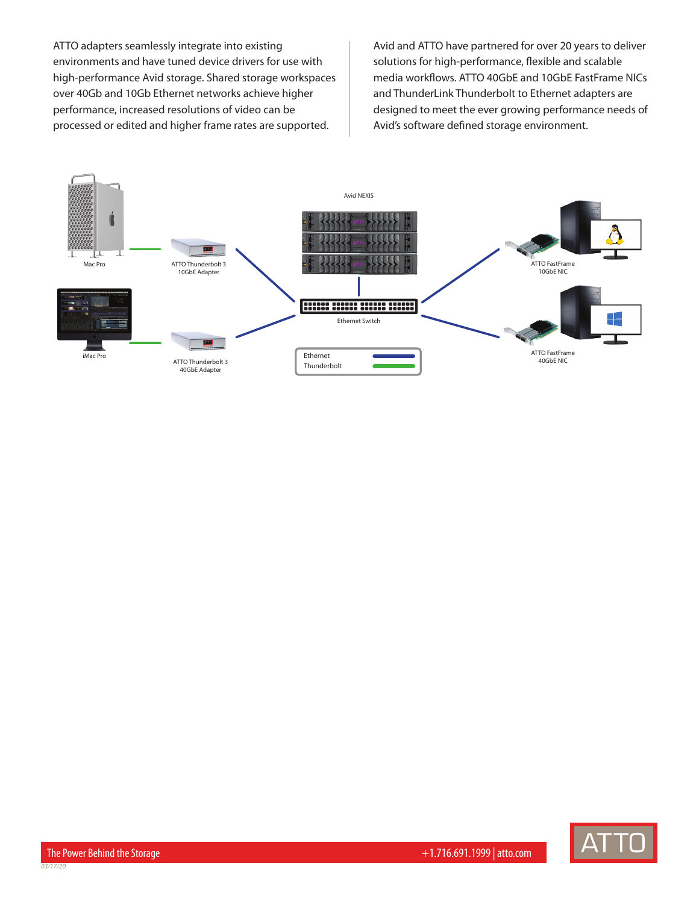ATTO adapters seamlessly integrate into existing environments and have tuned device drivers for use with high-performance Avid storage. Shared storage workspaces over 40Gb and 10Gb Ethernet networks achieve higher performance, increased resolutions of video can be processed or edited and higher frame rates are supported.

Avid and ATTO have partnered for over 20 years to deliver solutions for high-performance, flexible and scalable media workflows. ATTO 40GbE and 10GbE FastFrame NICs and ThunderLink Thunderbolt to Ethernet adapters are designed to meet the ever growing performance needs of Avid's software defined storage environment.

Avid NEXIS

Mac Pro

ATTO Thunderbolt 3 10GbE Adapter

iMac Pro

ATTO Thunderbolt 3 40GbE Adapter

Ethernet Switch

Ethernet

Thunderbolt

ATTO FastFrame 10GbE NIC

ATTO FastFrame 40GbE NIC

The Power Behind the Storage

+1.716.691.1999 | atto.com

03/17/20